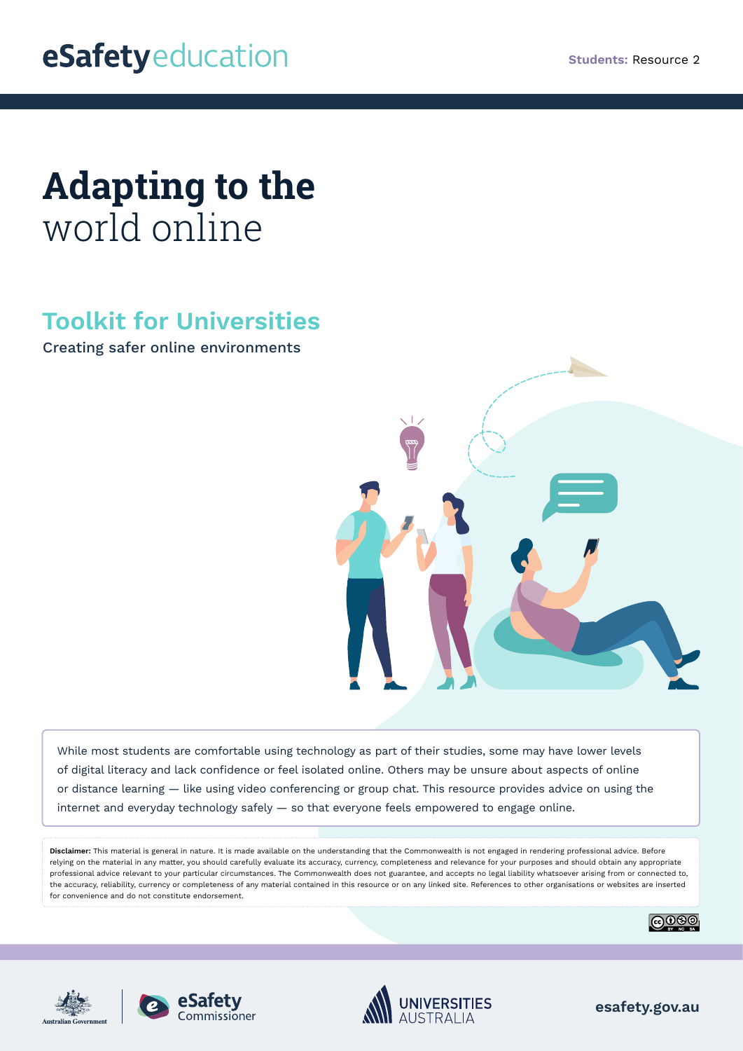eSafetyeducation

**Students:** Resource 2

# Adapting to the world online

## Toolkit for Universities

Creating safer online environments

While most students are comfortable using technology as part of their studies, some may have lower levels of digital literacy and lack confidence or feel isolated online. Others may be unsure about aspects of online or distance learning — like using video conferencing or group chat. This resource provides advice on using the internet and everyday technology safely — so that everyone feels empowered to engage online.

**Disclaimer:** This material is general in nature. It is made available on the understanding that the Commonwealth is not engaged in rendering professional advice. Before relying on the material in any matter, you should carefully evaluate its accuracy, currency, completeness and relevance for your purposes and should obtain any appropriate professional advice relevant to your particular circumstances. The Commonwealth does not guarantee, and accepts no legal liability whatsoever arising from or connected to, the accuracy, reliability, currency or completeness of any material contained in this resource or on any linked site. References to other organisations or websites are inserted for convenience and do not constitute endorsement.

Australian Government | eSafety Commissioner | Universities Australia

esafety.gov.au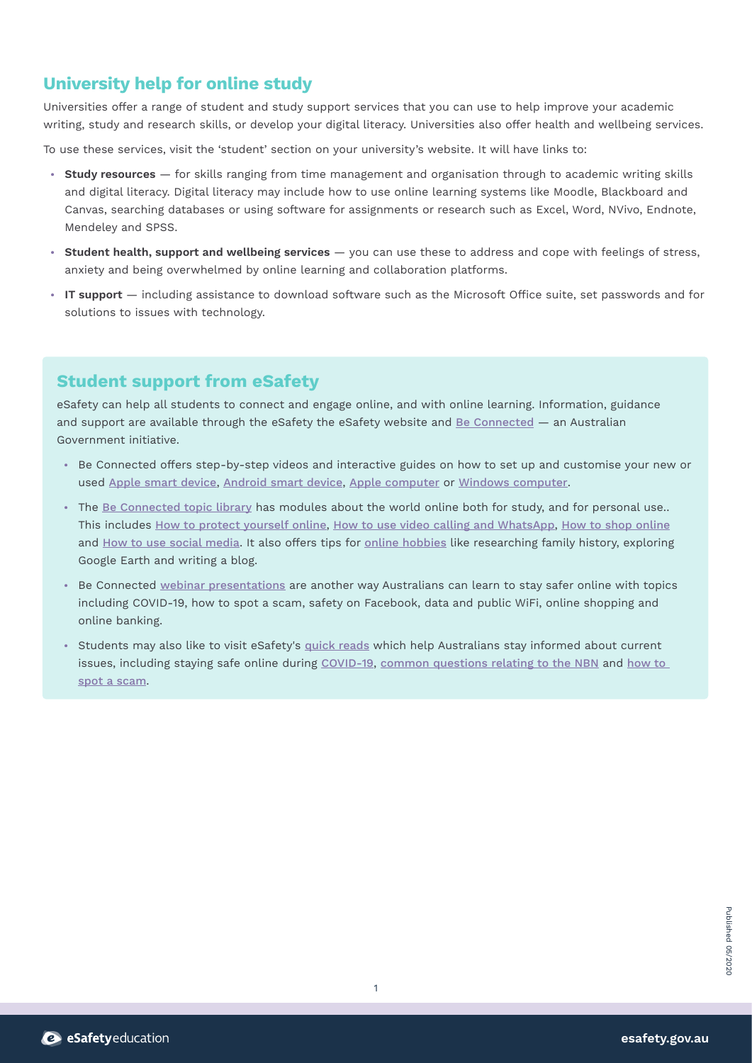## University help for online study

Universities offer a range of student and study support services that you can use to help improve your academic writing, study and research skills, or develop your digital literacy. Universities also offer health and wellbeing services.

To use these services, visit the 'student' section on your university's website. It will have links to:

- **Study resources** — for skills ranging from time management and organisation through to academic writing skills and digital literacy. Digital literacy may include how to use online learning systems like Moodle, Blackboard and Canvas, searching databases or using software for assignments or research such as Excel, Word, NVivo, Endnote, Mendeley and SPSS.
- **Student health, support and wellbeing services** — you can use these to address and cope with feelings of stress, anxiety and being overwhelmed by online learning and collaboration platforms.
- **IT support** — including assistance to download software such as the Microsoft Office suite, set passwords and for solutions to issues with technology.

## Student support from eSafety

eSafety can help all students to connect and engage online, and with online learning. Information, guidance and support are available through the eSafety the eSafety website and Be Connected — an Australian Government initiative.

- Be Connected offers step-by-step videos and interactive guides on how to set up and customise your new or used Apple smart device, Android smart device, Apple computer or Windows computer.
- The Be Connected topic library has modules about the world online both for study, and for personal use.. This includes How to protect yourself online, How to use video calling and WhatsApp, How to shop online and How to use social media. It also offers tips for online hobbies like researching family history, exploring Google Earth and writing a blog.
- Be Connected webinar presentations are another way Australians can learn to stay safer online with topics including COVID-19, how to spot a scam, safety on Facebook, data and public WiFi, online shopping and online banking.
- Students may also like to visit eSafety's quick reads which help Australians stay informed about current issues, including staying safe online during COVID-19, common questions relating to the NBN and how to spot a scam.

Published 05/2020